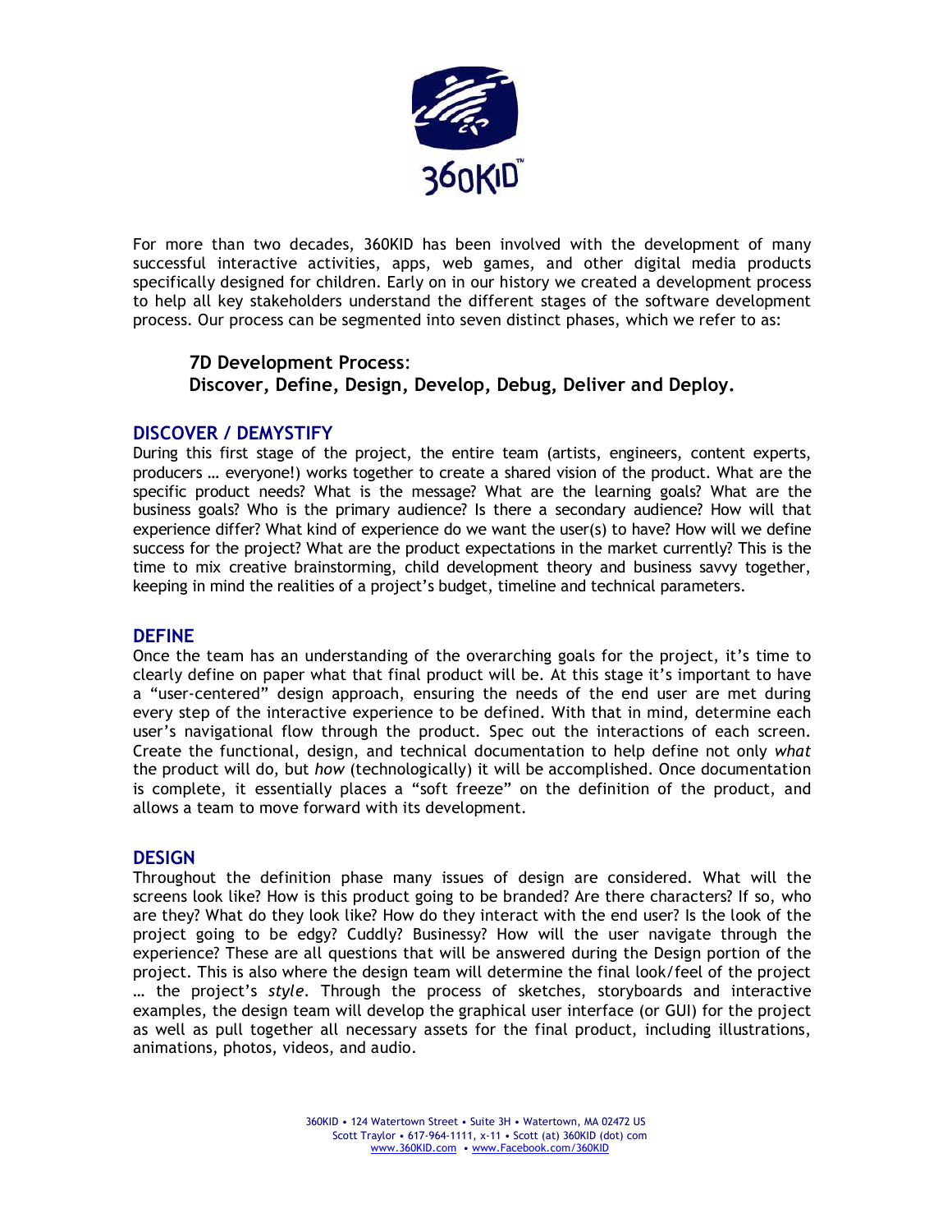For more than two decades, 360KID has been involved with the development of many successful interactive activities, apps, web games, and other digital media products specifically designed for children. Early on in our history we created a development process to help all key stakeholders understand the different stages of the software development process. Our process can be segmented into seven distinct phases, which we refer to as:

> **7D Development Process**:
> **Discover, Define, Design, Develop, Debug, Deliver and Deploy.**

## DISCOVER / DEMYSTIFY

During this first stage of the project, the entire team (artists, engineers, content experts, producers … everyone!) works together to create a shared vision of the product. What are the specific product needs? What is the message? What are the learning goals? What are the business goals? Who is the primary audience? Is there a secondary audience? How will that experience differ? What kind of experience do we want the user(s) to have? How will we define success for the project? What are the product expectations in the market currently? This is the time to mix creative brainstorming, child development theory and business savvy together, keeping in mind the realities of a project's budget, timeline and technical parameters.

## DEFINE

Once the team has an understanding of the overarching goals for the project, it's time to clearly define on paper what that final product will be. At this stage it's important to have a "user-centered" design approach, ensuring the needs of the end user are met during every step of the interactive experience to be defined. With that in mind, determine each user's navigational flow through the product. Spec out the interactions of each screen. Create the functional, design, and technical documentation to help define not only *what* the product will do, but *how* (technologically) it will be accomplished. Once documentation is complete, it essentially places a "soft freeze" on the definition of the product, and allows a team to move forward with its development.

## DESIGN

Throughout the definition phase many issues of design are considered. What will the screens look like? How is this product going to be branded? Are there characters? If so, who are they? What do they look like? How do they interact with the end user? Is the look of the project going to be edgy? Cuddly? Businessy? How will the user navigate through the experience? These are all questions that will be answered during the Design portion of the project. This is also where the design team will determine the final look/feel of the project … the project's *style*. Through the process of sketches, storyboards and interactive examples, the design team will develop the graphical user interface (or GUI) for the project as well as pull together all necessary assets for the final product, including illustrations, animations, photos, videos, and audio.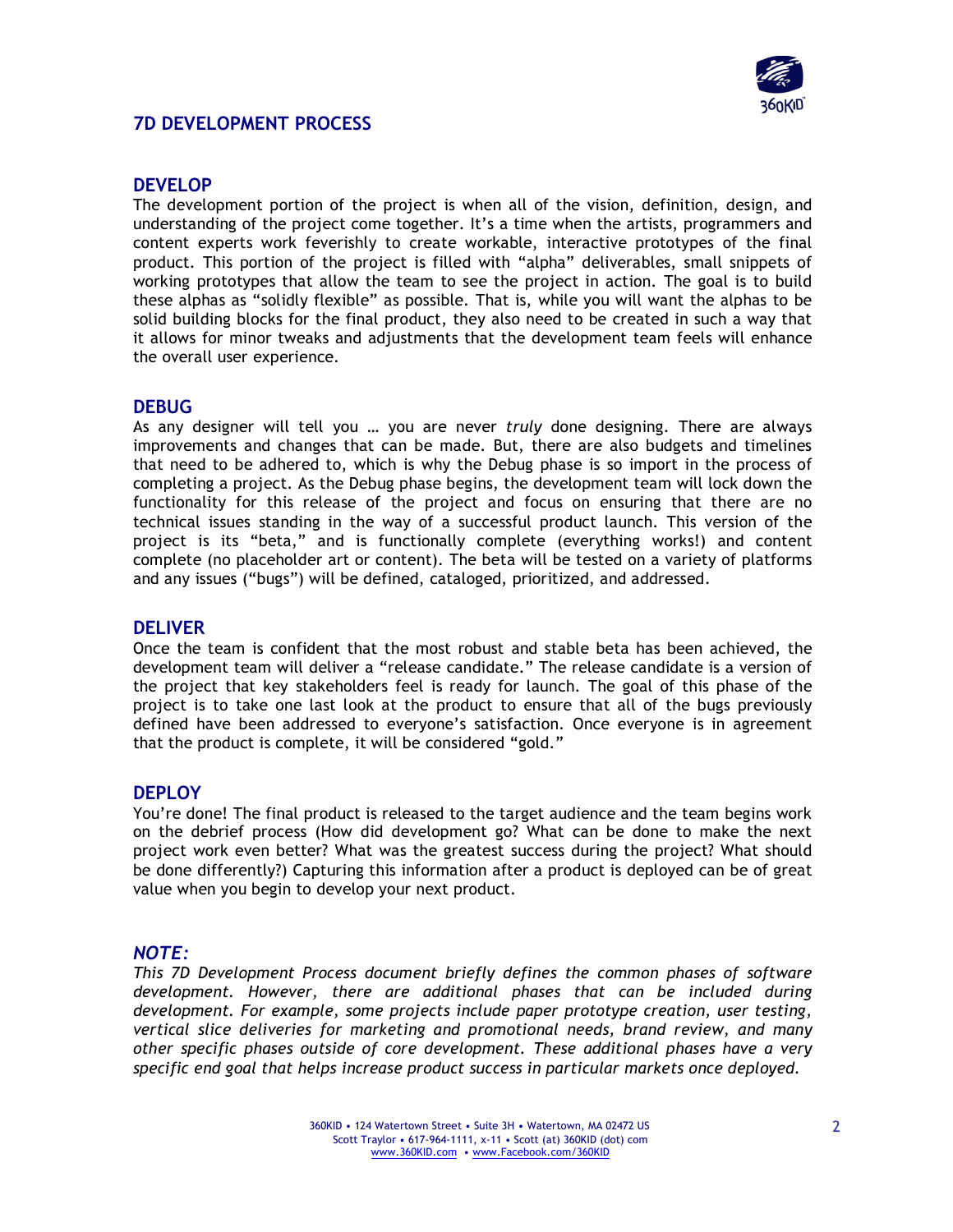# 7D DEVELOPMENT PROCESS

## DEVELOP

The development portion of the project is when all of the vision, definition, design, and understanding of the project come together. It's a time when the artists, programmers and content experts work feverishly to create workable, interactive prototypes of the final product. This portion of the project is filled with "alpha" deliverables, small snippets of working prototypes that allow the team to see the project in action. The goal is to build these alphas as "solidly flexible" as possible. That is, while you will want the alphas to be solid building blocks for the final product, they also need to be created in such a way that it allows for minor tweaks and adjustments that the development team feels will enhance the overall user experience.

## DEBUG

As any designer will tell you … you are never *truly* done designing. There are always improvements and changes that can be made. But, there are also budgets and timelines that need to be adhered to, which is why the Debug phase is so import in the process of completing a project. As the Debug phase begins, the development team will lock down the functionality for this release of the project and focus on ensuring that there are no technical issues standing in the way of a successful product launch. This version of the project is its "beta," and is functionally complete (everything works!) and content complete (no placeholder art or content). The beta will be tested on a variety of platforms and any issues ("bugs") will be defined, cataloged, prioritized, and addressed.

## DELIVER

Once the team is confident that the most robust and stable beta has been achieved, the development team will deliver a "release candidate." The release candidate is a version of the project that key stakeholders feel is ready for launch. The goal of this phase of the project is to take one last look at the product to ensure that all of the bugs previously defined have been addressed to everyone's satisfaction. Once everyone is in agreement that the product is complete, it will be considered "gold."

## DEPLOY

You're done! The final product is released to the target audience and the team begins work on the debrief process (How did development go? What can be done to make the next project work even better? What was the greatest success during the project? What should be done differently?) Capturing this information after a product is deployed can be of great value when you begin to develop your next product.

## *NOTE:*

*This 7D Development Process document briefly defines the common phases of software development. However, there are additional phases that can be included during development. For example, some projects include paper prototype creation, user testing, vertical slice deliveries for marketing and promotional needs, brand review, and many other specific phases outside of core development. These additional phases have a very specific end goal that helps increase product success in particular markets once deployed.*

360KID • 124 Watertown Street • Suite 3H • Watertown, MA 02472 US
Scott Traylor • 617-964-1111, x-11 • Scott (at) 360KID (dot) com
www.360KID.com • www.Facebook.com/360KID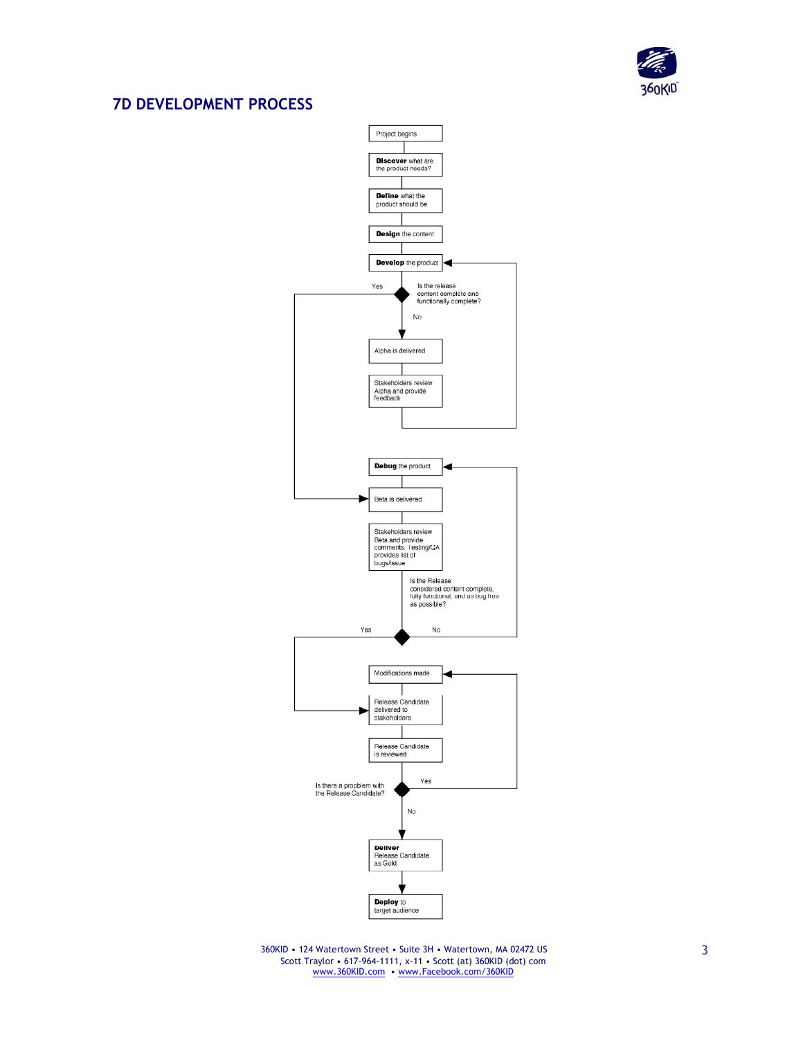# 7D DEVELOPMENT PROCESS

Project begins

**Discover** what are the product needs?

**Define** what the product should be

**Design** the content

**Develop** the product

Is the release content complete and functionally complete?

Yes

No

Alpha is delivered

Stakeholders review Alpha and provide feedback

**Debug** the product

Beta is delivered

Stakeholders review Beta and provide comments. Testing/QA provides list of bugs/issue

Is the Release considered content complete, fully functional, and as bug free as possible?

Yes

No

Modifications made

Release Candidate delivered to stakeholders

Release Candidate is reviewed

Is there a propblem with the Release Candidate?

Yes

No

**Deliver** Release Candidate as Gold

**Deploy** to target audience

360KID • 124 Watertown Street • Suite 3H • Watertown, MA 02472 US
Scott Traylor • 617-964-1111, x-11 • Scott (at) 360KID (dot) com
www.360KID.com • www.Facebook.com/360KID